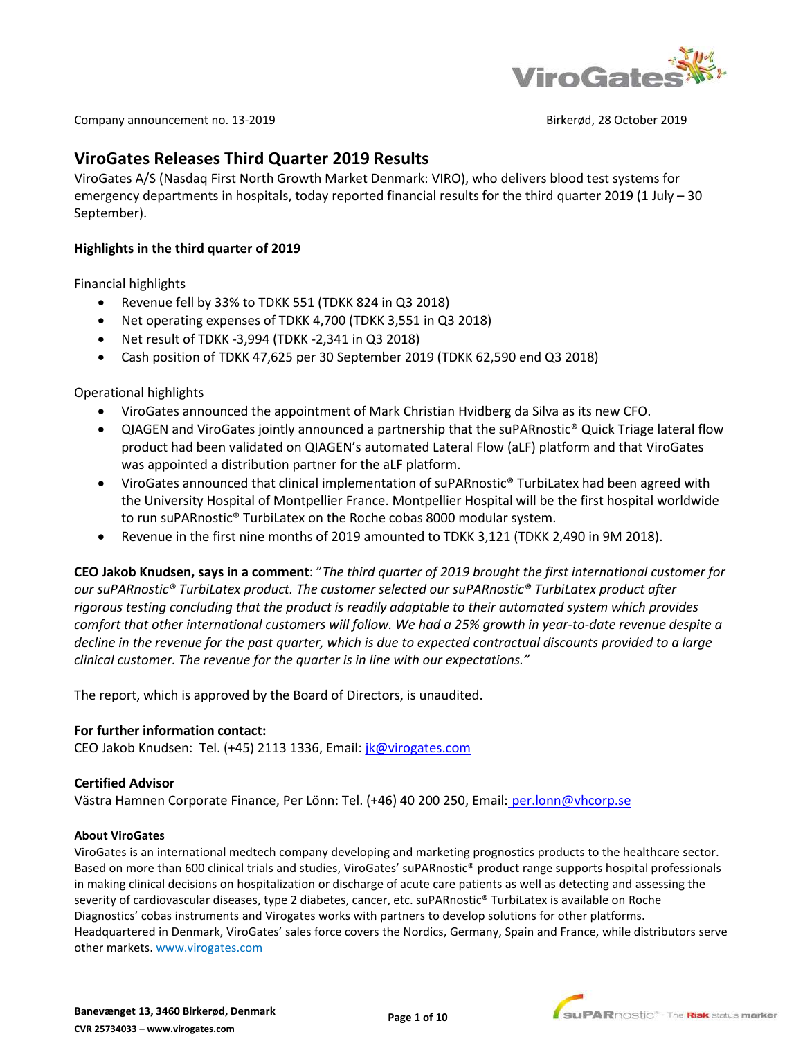Company announcement no. 13-2019 Birkerød, 28 October 2019

# ViroGates Releases Third Quarter 2019 Results

ViroGates A/S (Nasdaq First North Growth Market Denmark: VIRO), who delivers blood test systems for emergency departments in hospitals, today reported financial results for the third quarter 2019 (1 July – 30 September).

**Highlights in the third quarter of 2019**

Financial highlights

- Revenue fell by 33% to TDKK 551 (TDKK 824 in Q3 2018)
- Net operating expenses of TDKK 4,700 (TDKK 3,551 in Q3 2018)
- Net result of TDKK -3,994 (TDKK -2,341 in Q3 2018)
- Cash position of TDKK 47,625 per 30 September 2019 (TDKK 62,590 end Q3 2018)

Operational highlights

- ViroGates announced the appointment of Mark Christian Hvidberg da Silva as its new CFO.
- QIAGEN and ViroGates jointly announced a partnership that the suPARnostic® Quick Triage lateral flow product had been validated on QIAGEN's automated Lateral Flow (aLF) platform and that ViroGates was appointed a distribution partner for the aLF platform.
- ViroGates announced that clinical implementation of suPARnostic® TurbiLatex had been agreed with the University Hospital of Montpellier France. Montpellier Hospital will be the first hospital worldwide to run suPARnostic® TurbiLatex on the Roche cobas 8000 modular system.
- Revenue in the first nine months of 2019 amounted to TDKK 3,121 (TDKK 2,490 in 9M 2018).

**CEO Jakob Knudsen, says in a comment**: *"The third quarter of 2019 brought the first international customer for our suPARnostic® TurbiLatex product. The customer selected our suPARnostic® TurbiLatex product after rigorous testing concluding that the product is readily adaptable to their automated system which provides comfort that other international customers will follow. We had a 25% growth in year-to-date revenue despite a decline in the revenue for the past quarter, which is due to expected contractual discounts provided to a large clinical customer. The revenue for the quarter is in line with our expectations."*

The report, which is approved by the Board of Directors, is unaudited.

**For further information contact:**
CEO Jakob Knudsen: Tel. (+45) 2113 1336, Email: jk@virogates.com

**Certified Advisor**
Västra Hamnen Corporate Finance, Per Lönn: Tel. (+46) 40 200 250, Email: per.lonn@vhcorp.se

**About ViroGates**
ViroGates is an international medtech company developing and marketing prognostics products to the healthcare sector. Based on more than 600 clinical trials and studies, ViroGates' suPARnostic® product range supports hospital professionals in making clinical decisions on hospitalization or discharge of acute care patients as well as detecting and assessing the severity of cardiovascular diseases, type 2 diabetes, cancer, etc. suPARnostic® TurbiLatex is available on Roche Diagnostics' cobas instruments and Virogates works with partners to develop solutions for other platforms. Headquartered in Denmark, ViroGates' sales force covers the Nordics, Germany, Spain and France, while distributors serve other markets. www.virogates.com

**Banevænget 13, 3460 Birkerød, Denmark**
**CVR 25734033 – www.virogates.com**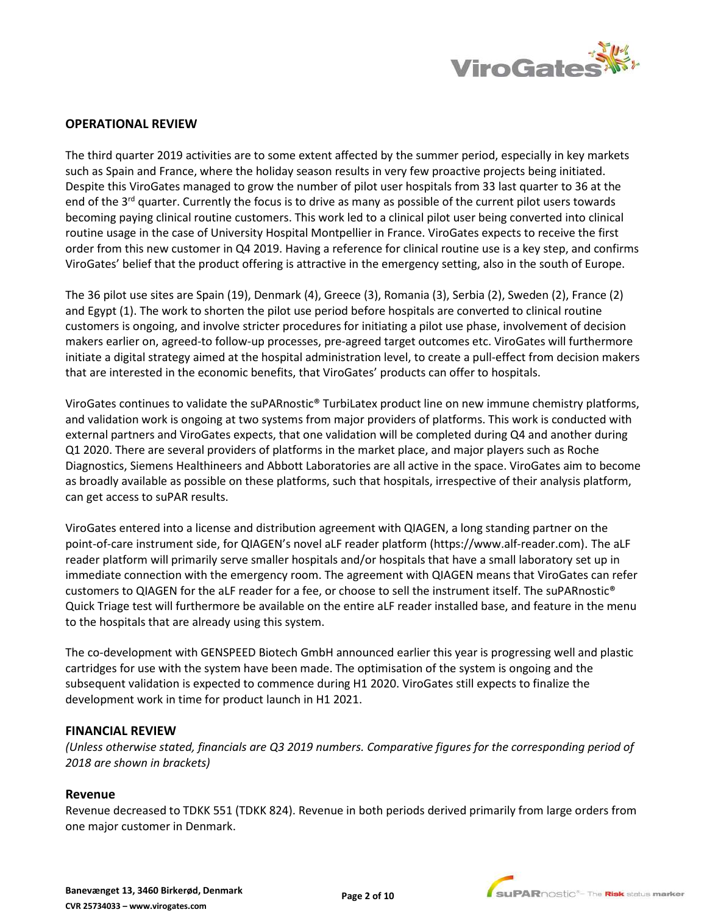## OPERATIONAL REVIEW

The third quarter 2019 activities are to some extent affected by the summer period, especially in key markets such as Spain and France, where the holiday season results in very few proactive projects being initiated. Despite this ViroGates managed to grow the number of pilot user hospitals from 33 last quarter to 36 at the end of the 3rd quarter. Currently the focus is to drive as many as possible of the current pilot users towards becoming paying clinical routine customers. This work led to a clinical pilot user being converted into clinical routine usage in the case of University Hospital Montpellier in France. ViroGates expects to receive the first order from this new customer in Q4 2019. Having a reference for clinical routine use is a key step, and confirms ViroGates' belief that the product offering is attractive in the emergency setting, also in the south of Europe.

The 36 pilot use sites are Spain (19), Denmark (4), Greece (3), Romania (3), Serbia (2), Sweden (2), France (2) and Egypt (1). The work to shorten the pilot use period before hospitals are converted to clinical routine customers is ongoing, and involve stricter procedures for initiating a pilot use phase, involvement of decision makers earlier on, agreed-to follow-up processes, pre-agreed target outcomes etc. ViroGates will furthermore initiate a digital strategy aimed at the hospital administration level, to create a pull-effect from decision makers that are interested in the economic benefits, that ViroGates' products can offer to hospitals.

ViroGates continues to validate the suPARnostic® TurbiLatex product line on new immune chemistry platforms, and validation work is ongoing at two systems from major providers of platforms. This work is conducted with external partners and ViroGates expects, that one validation will be completed during Q4 and another during Q1 2020. There are several providers of platforms in the market place, and major players such as Roche Diagnostics, Siemens Healthineers and Abbott Laboratories are all active in the space. ViroGates aim to become as broadly available as possible on these platforms, such that hospitals, irrespective of their analysis platform, can get access to suPAR results.

ViroGates entered into a license and distribution agreement with QIAGEN, a long standing partner on the point-of-care instrument side, for QIAGEN's novel aLF reader platform (https://www.alf-reader.com). The aLF reader platform will primarily serve smaller hospitals and/or hospitals that have a small laboratory set up in immediate connection with the emergency room. The agreement with QIAGEN means that ViroGates can refer customers to QIAGEN for the aLF reader for a fee, or choose to sell the instrument itself. The suPARnostic® Quick Triage test will furthermore be available on the entire aLF reader installed base, and feature in the menu to the hospitals that are already using this system.

The co-development with GENSPEED Biotech GmbH announced earlier this year is progressing well and plastic cartridges for use with the system have been made. The optimisation of the system is ongoing and the subsequent validation is expected to commence during H1 2020. ViroGates still expects to finalize the development work in time for product launch in H1 2021.

## FINANCIAL REVIEW

*(Unless otherwise stated, financials are Q3 2019 numbers. Comparative figures for the corresponding period of 2018 are shown in brackets)*

### Revenue

Revenue decreased to TDKK 551 (TDKK 824). Revenue in both periods derived primarily from large orders from one major customer in Denmark.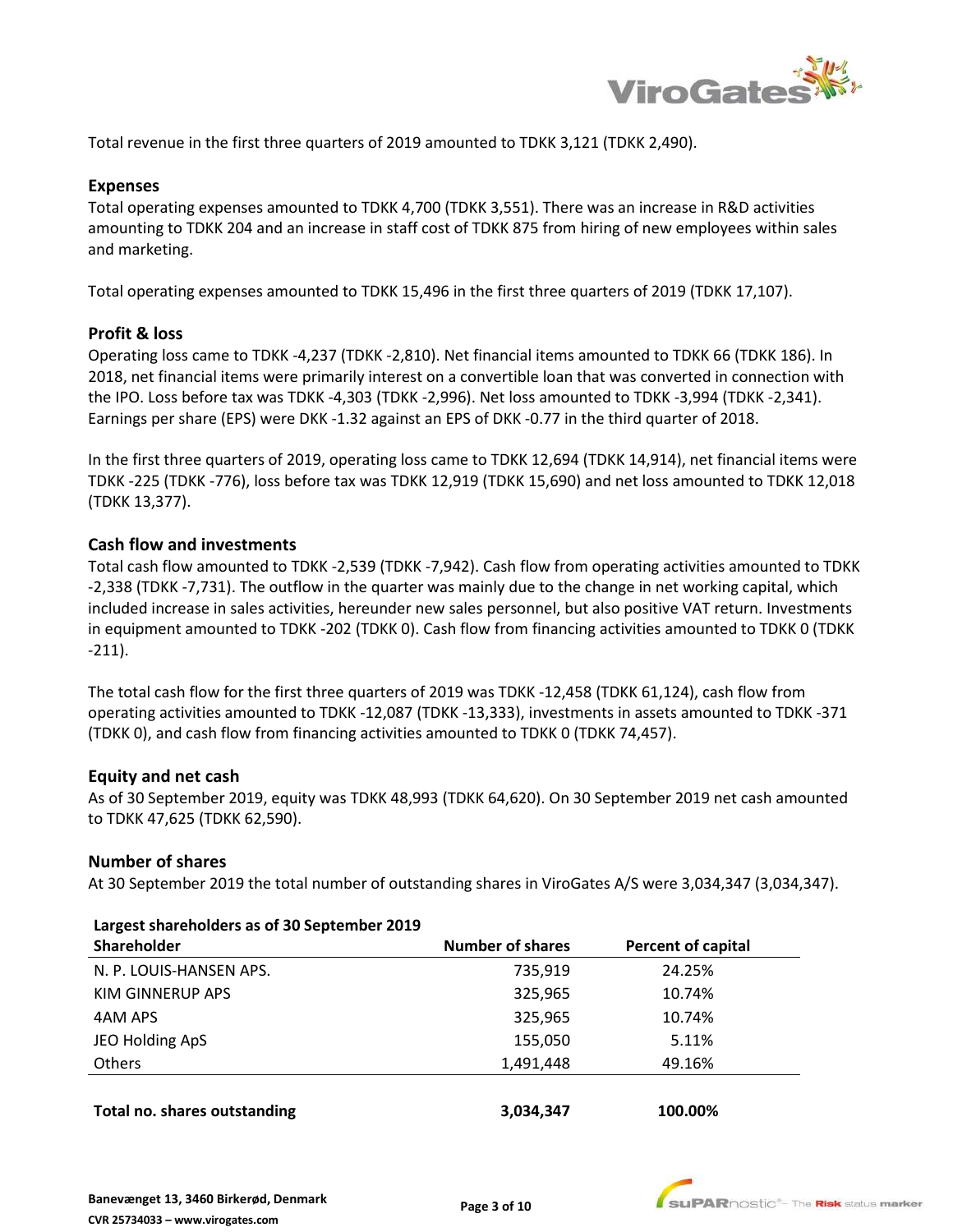Total revenue in the first three quarters of 2019 amounted to TDKK 3,121 (TDKK 2,490).

## Expenses

Total operating expenses amounted to TDKK 4,700 (TDKK 3,551). There was an increase in R&D activities amounting to TDKK 204 and an increase in staff cost of TDKK 875 from hiring of new employees within sales and marketing.

Total operating expenses amounted to TDKK 15,496 in the first three quarters of 2019 (TDKK 17,107).

## Profit & loss

Operating loss came to TDKK -4,237 (TDKK -2,810). Net financial items amounted to TDKK 66 (TDKK 186). In 2018, net financial items were primarily interest on a convertible loan that was converted in connection with the IPO. Loss before tax was TDKK -4,303 (TDKK -2,996). Net loss amounted to TDKK -3,994 (TDKK -2,341). Earnings per share (EPS) were DKK -1.32 against an EPS of DKK -0.77 in the third quarter of 2018.

In the first three quarters of 2019, operating loss came to TDKK 12,694 (TDKK 14,914), net financial items were TDKK -225 (TDKK -776), loss before tax was TDKK 12,919 (TDKK 15,690) and net loss amounted to TDKK 12,018 (TDKK 13,377).

## Cash flow and investments

Total cash flow amounted to TDKK -2,539 (TDKK -7,942). Cash flow from operating activities amounted to TDKK -2,338 (TDKK -7,731). The outflow in the quarter was mainly due to the change in net working capital, which included increase in sales activities, hereunder new sales personnel, but also positive VAT return. Investments in equipment amounted to TDKK -202 (TDKK 0). Cash flow from financing activities amounted to TDKK 0 (TDKK -211).

The total cash flow for the first three quarters of 2019 was TDKK -12,458 (TDKK 61,124), cash flow from operating activities amounted to TDKK -12,087 (TDKK -13,333), investments in assets amounted to TDKK -371 (TDKK 0), and cash flow from financing activities amounted to TDKK 0 (TDKK 74,457).

## Equity and net cash

As of 30 September 2019, equity was TDKK 48,993 (TDKK 64,620). On 30 September 2019 net cash amounted to TDKK 47,625 (TDKK 62,590).

## Number of shares

At 30 September 2019 the total number of outstanding shares in ViroGates A/S were 3,034,347 (3,034,347).

**Largest shareholders as of 30 September 2019**

| Shareholder | Number of shares | Percent of capital |
|---|---|---|
| N. P. LOUIS-HANSEN APS. | 735,919 | 24.25% |
| KIM GINNERUP APS | 325,965 | 10.74% |
| 4AM APS | 325,965 | 10.74% |
| JEO Holding ApS | 155,050 | 5.11% |
| Others | 1,491,448 | 49.16% |
| **Total no. shares outstanding** | **3,034,347** | **100.00%** |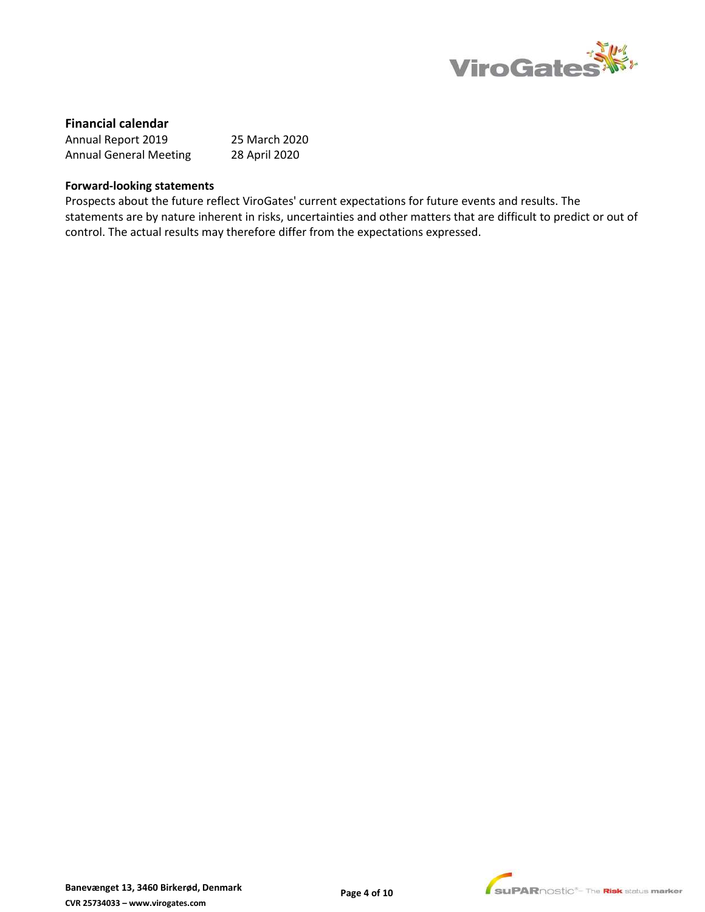## Financial calendar

| | |
|---|---|
| Annual Report 2019 | 25 March 2020 |
| Annual General Meeting | 28 April 2020 |

### Forward-looking statements

Prospects about the future reflect ViroGates' current expectations for future events and results. The statements are by nature inherent in risks, uncertainties and other matters that are difficult to predict or out of control. The actual results may therefore differ from the expectations expressed.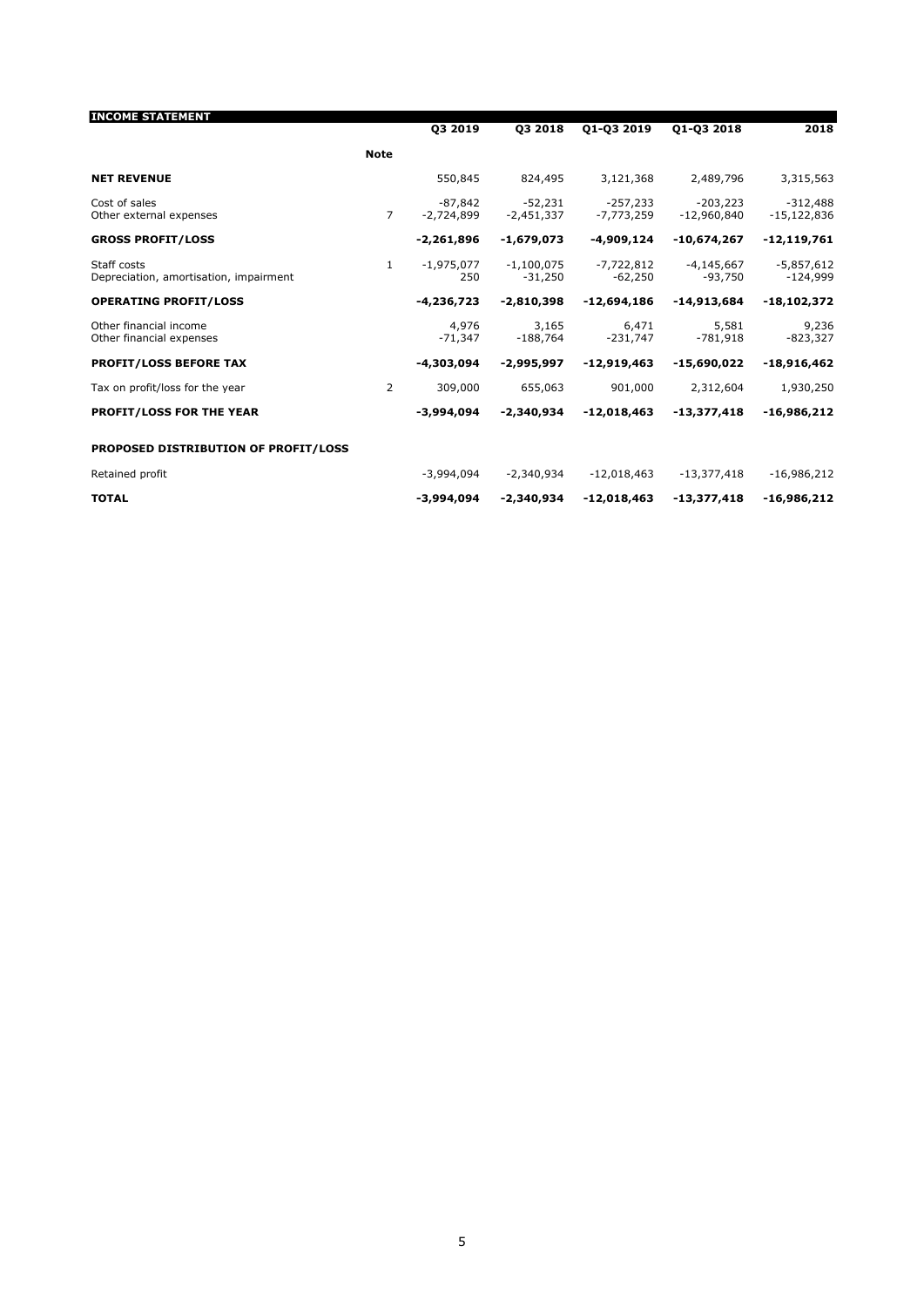## INCOME STATEMENT

| | Note | Q3 2019 | Q3 2018 | Q1-Q3 2019 | Q1-Q3 2018 | 2018 |
|---|---|---|---|---|---|---|
| **NET REVENUE** | | 550,845 | 824,495 | 3,121,368 | 2,489,796 | 3,315,563 |
| Cost of sales | | -87,842 | -52,231 | -257,233 | -203,223 | -312,488 |
| Other external expenses | 7 | -2,724,899 | -2,451,337 | -7,773,259 | -12,960,840 | -15,122,836 |
| **GROSS PROFIT/LOSS** | | **-2,261,896** | **-1,679,073** | **-4,909,124** | **-10,674,267** | **-12,119,761** |
| Staff costs | 1 | -1,975,077 | -1,100,075 | -7,722,812 | -4,145,667 | -5,857,612 |
| Depreciation, amortisation, impairment | | 250 | -31,250 | -62,250 | -93,750 | -124,999 |
| **OPERATING PROFIT/LOSS** | | **-4,236,723** | **-2,810,398** | **-12,694,186** | **-14,913,684** | **-18,102,372** |
| Other financial income | | 4,976 | 3,165 | 6,471 | 5,581 | 9,236 |
| Other financial expenses | | -71,347 | -188,764 | -231,747 | -781,918 | -823,327 |
| **PROFIT/LOSS BEFORE TAX** | | **-4,303,094** | **-2,995,997** | **-12,919,463** | **-15,690,022** | **-18,916,462** |
| Tax on profit/loss for the year | 2 | 309,000 | 655,063 | 901,000 | 2,312,604 | 1,930,250 |
| **PROFIT/LOSS FOR THE YEAR** | | **-3,994,094** | **-2,340,934** | **-12,018,463** | **-13,377,418** | **-16,986,212** |
| | | | | | | |
| **PROPOSED DISTRIBUTION OF PROFIT/LOSS** | | | | | | |
| Retained profit | | -3,994,094 | -2,340,934 | -12,018,463 | -13,377,418 | -16,986,212 |
| **TOTAL** | | **-3,994,094** | **-2,340,934** | **-12,018,463** | **-13,377,418** | **-16,986,212** |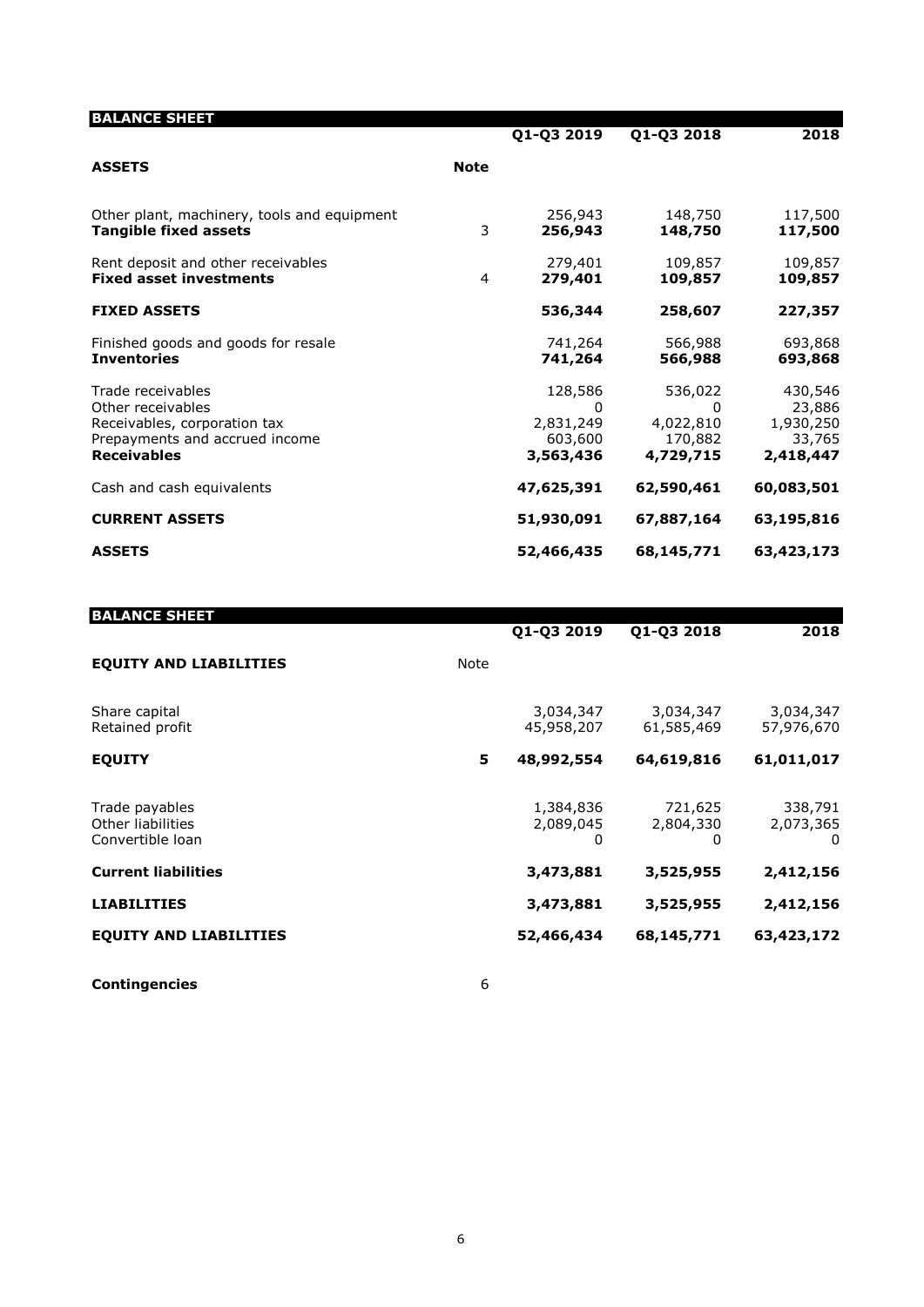## BALANCE SHEET

| | | Q1-Q3 2019 | Q1-Q3 2018 | 2018 |
|---|---|---|---|---|
| **ASSETS** | **Note** | | | |
| Other plant, machinery, tools and equipment | | 256,943 | 148,750 | 117,500 |
| **Tangible fixed assets** | 3 | **256,943** | **148,750** | **117,500** |
| Rent deposit and other receivables | | 279,401 | 109,857 | 109,857 |
| **Fixed asset investments** | 4 | **279,401** | **109,857** | **109,857** |
| **FIXED ASSETS** | | **536,344** | **258,607** | **227,357** |
| Finished goods and goods for resale | | 741,264 | 566,988 | 693,868 |
| **Inventories** | | **741,264** | **566,988** | **693,868** |
| Trade receivables | | 128,586 | 536,022 | 430,546 |
| Other receivables | | 0 | 0 | 23,886 |
| Receivables, corporation tax | | 2,831,249 | 4,022,810 | 1,930,250 |
| Prepayments and accrued income | | 603,600 | 170,882 | 33,765 |
| **Receivables** | | **3,563,436** | **4,729,715** | **2,418,447** |
| Cash and cash equivalents | | **47,625,391** | **62,590,461** | **60,083,501** |
| **CURRENT ASSETS** | | **51,930,091** | **67,887,164** | **63,195,816** |
| **ASSETS** | | **52,466,435** | **68,145,771** | **63,423,173** |

## BALANCE SHEET

| | | Q1-Q3 2019 | Q1-Q3 2018 | 2018 |
|---|---|---|---|---|
| **EQUITY AND LIABILITIES** | Note | | | |
| Share capital | | 3,034,347 | 3,034,347 | 3,034,347 |
| Retained profit | | 45,958,207 | 61,585,469 | 57,976,670 |
| **EQUITY** | **5** | **48,992,554** | **64,619,816** | **61,011,017** |
| Trade payables | | 1,384,836 | 721,625 | 338,791 |
| Other liabilities | | 2,089,045 | 2,804,330 | 2,073,365 |
| Convertible loan | | 0 | 0 | 0 |
| **Current liabilities** | | **3,473,881** | **3,525,955** | **2,412,156** |
| **LIABILITIES** | | **3,473,881** | **3,525,955** | **2,412,156** |
| **EQUITY AND LIABILITIES** | | **52,466,434** | **68,145,771** | **63,423,172** |
| **Contingencies** | 6 | | | |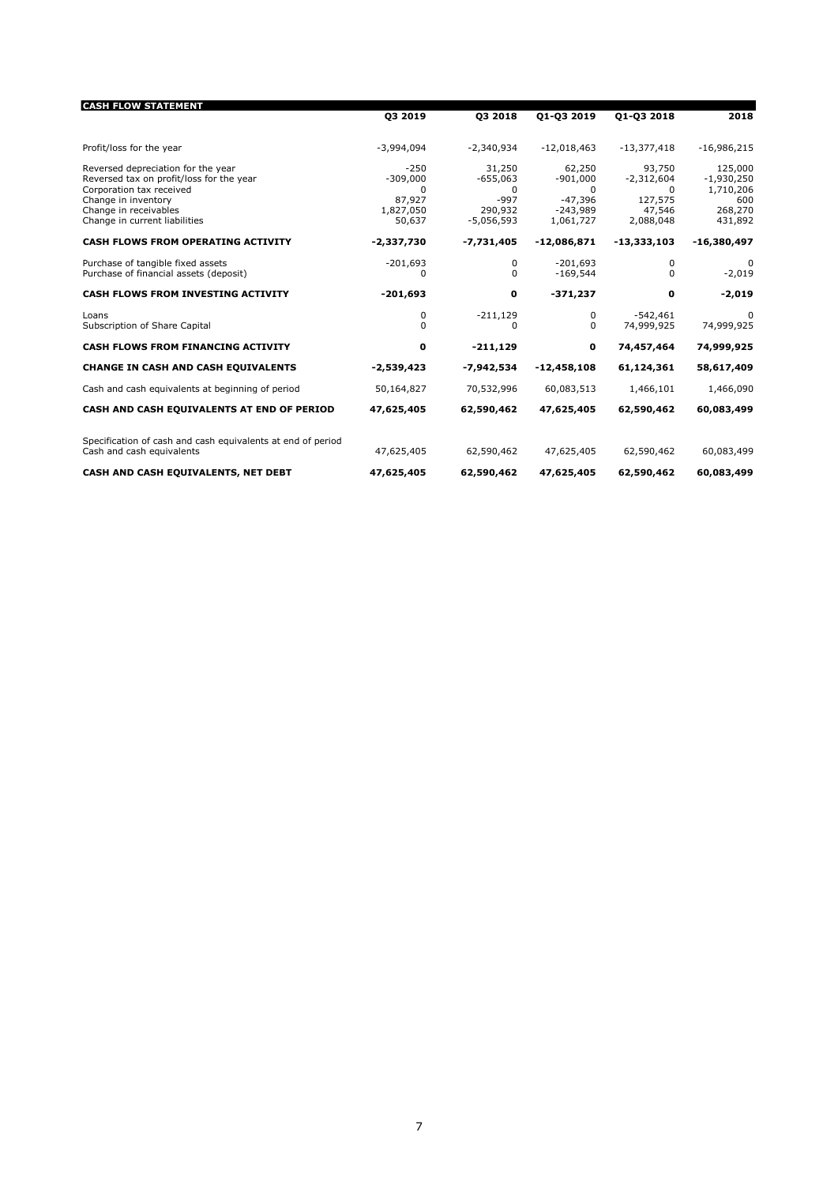| CASH FLOW STATEMENT | Q3 2019 | Q3 2018 | Q1-Q3 2019 | Q1-Q3 2018 | 2018 |
|---|---|---|---|---|---|
| Profit/loss for the year | -3,994,094 | -2,340,934 | -12,018,463 | -13,377,418 | -16,986,215 |
| Reversed depreciation for the year | -250 | 31,250 | 62,250 | 93,750 | 125,000 |
| Reversed tax on profit/loss for the year | -309,000 | -655,063 | -901,000 | -2,312,604 | -1,930,250 |
| Corporation tax received | 0 | 0 | 0 | 0 | 1,710,206 |
| Change in inventory | 87,927 | -997 | -47,396 | 127,575 | 600 |
| Change in receivables | 1,827,050 | 290,932 | -243,989 | 47,546 | 268,270 |
| Change in current liabilities | 50,637 | -5,056,593 | 1,061,727 | 2,088,048 | 431,892 |
| **CASH FLOWS FROM OPERATING ACTIVITY** | **-2,337,730** | **-7,731,405** | **-12,086,871** | **-13,333,103** | **-16,380,497** |
| Purchase of tangible fixed assets | -201,693 | 0 | -201,693 | 0 | 0 |
| Purchase of financial assets (deposit) | 0 | 0 | -169,544 | 0 | -2,019 |
| **CASH FLOWS FROM INVESTING ACTIVITY** | **-201,693** | **0** | **-371,237** | **0** | **-2,019** |
| Loans | 0 | -211,129 | 0 | -542,461 | 0 |
| Subscription of Share Capital | 0 | 0 | 0 | 74,999,925 | 74,999,925 |
| **CASH FLOWS FROM FINANCING ACTIVITY** | **0** | **-211,129** | **0** | **74,457,464** | **74,999,925** |
| **CHANGE IN CASH AND CASH EQUIVALENTS** | **-2,539,423** | **-7,942,534** | **-12,458,108** | **61,124,361** | **58,617,409** |
| Cash and cash equivalents at beginning of period | 50,164,827 | 70,532,996 | 60,083,513 | 1,466,101 | 1,466,090 |
| **CASH AND CASH EQUIVALENTS AT END OF PERIOD** | **47,625,405** | **62,590,462** | **47,625,405** | **62,590,462** | **60,083,499** |
| Specification of cash and cash equivalents at end of period | | | | | |
| Cash and cash equivalents | 47,625,405 | 62,590,462 | 47,625,405 | 62,590,462 | 60,083,499 |
| **CASH AND CASH EQUIVALENTS, NET DEBT** | **47,625,405** | **62,590,462** | **47,625,405** | **62,590,462** | **60,083,499** |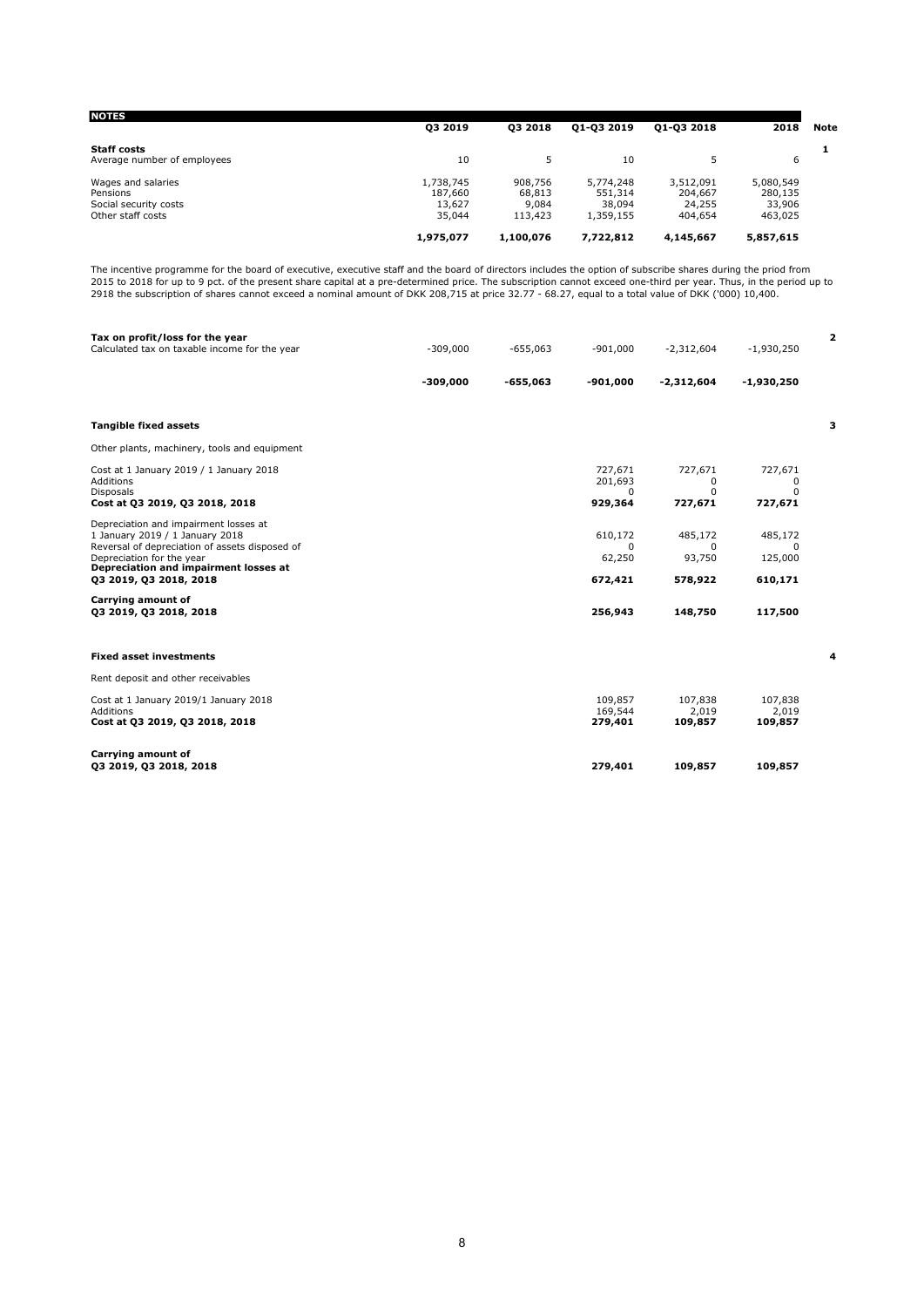## NOTES

| | Q3 2019 | Q3 2018 | Q1-Q3 2019 | Q1-Q3 2018 | 2018 | Note |
|---|---|---|---|---|---|---|
| **Staff costs** | | | | | | 1 |
| Average number of employees | 10 | 5 | 10 | 5 | 6 | |
| Wages and salaries | 1,738,745 | 908,756 | 5,774,248 | 3,512,091 | 5,080,549 | |
| Pensions | 187,660 | 68,813 | 551,314 | 204,667 | 280,135 | |
| Social security costs | 13,627 | 9,084 | 38,094 | 24,255 | 33,906 | |
| Other staff costs | 35,044 | 113,423 | 1,359,155 | 404,654 | 463,025 | |
| | **1,975,077** | **1,100,076** | **7,722,812** | **4,145,667** | **5,857,615** | |

The incentive programme for the board of executive, executive staff and the board of directors includes the option of subscribe shares during the priod from 2015 to 2018 for up to 9 pct. of the present share capital at a pre-determined price. The subscription cannot exceed one-third per year. Thus, in the period up to 2918 the subscription of shares cannot exceed a nominal amount of DKK 208,715 at price 32.77 - 68.27, equal to a total value of DKK ('000) 10,400.

| | Q3 2019 | Q3 2018 | Q1-Q3 2019 | Q1-Q3 2018 | 2018 | Note |
|---|---|---|---|---|---|---|
| **Tax on profit/loss for the year** | | | | | | 2 |
| Calculated tax on taxable income for the year | -309,000 | -655,063 | -901,000 | -2,312,604 | -1,930,250 | |
| | **-309,000** | **-655,063** | **-901,000** | **-2,312,604** | **-1,930,250** | |

| | Q1-Q3 2019 | Q1-Q3 2018 | 2018 | Note |
|---|---|---|---|---|
| **Tangible fixed assets** | | | | 3 |
| Other plants, machinery, tools and equipment | | | | |
| Cost at 1 January 2019 / 1 January 2018 | 727,671 | 727,671 | 727,671 | |
| Additions | 201,693 | 0 | 0 | |
| Disposals | 0 | 0 | 0 | |
| **Cost at Q3 2019, Q3 2018, 2018** | **929,364** | **727,671** | **727,671** | |
| Depreciation and impairment losses at 1 January 2019 / 1 January 2018 | 610,172 | 485,172 | 485,172 | |
| Reversal of depreciation of assets disposed of | 0 | 0 | 0 | |
| Depreciation for the year | 62,250 | 93,750 | 125,000 | |
| **Depreciation and impairment losses at Q3 2019, Q3 2018, 2018** | **672,421** | **578,922** | **610,171** | |
| **Carrying amount of Q3 2019, Q3 2018, 2018** | **256,943** | **148,750** | **117,500** | |

| | Q1-Q3 2019 | Q1-Q3 2018 | 2018 | Note |
|---|---|---|---|---|
| **Fixed asset investments** | | | | 4 |
| Rent deposit and other receivables | | | | |
| Cost at 1 January 2019/1 January 2018 | 109,857 | 107,838 | 107,838 | |
| Additions | 169,544 | 2,019 | 2,019 | |
| **Cost at Q3 2019, Q3 2018, 2018** | **279,401** | **109,857** | **109,857** | |
| **Carrying amount of Q3 2019, Q3 2018, 2018** | **279,401** | **109,857** | **109,857** | |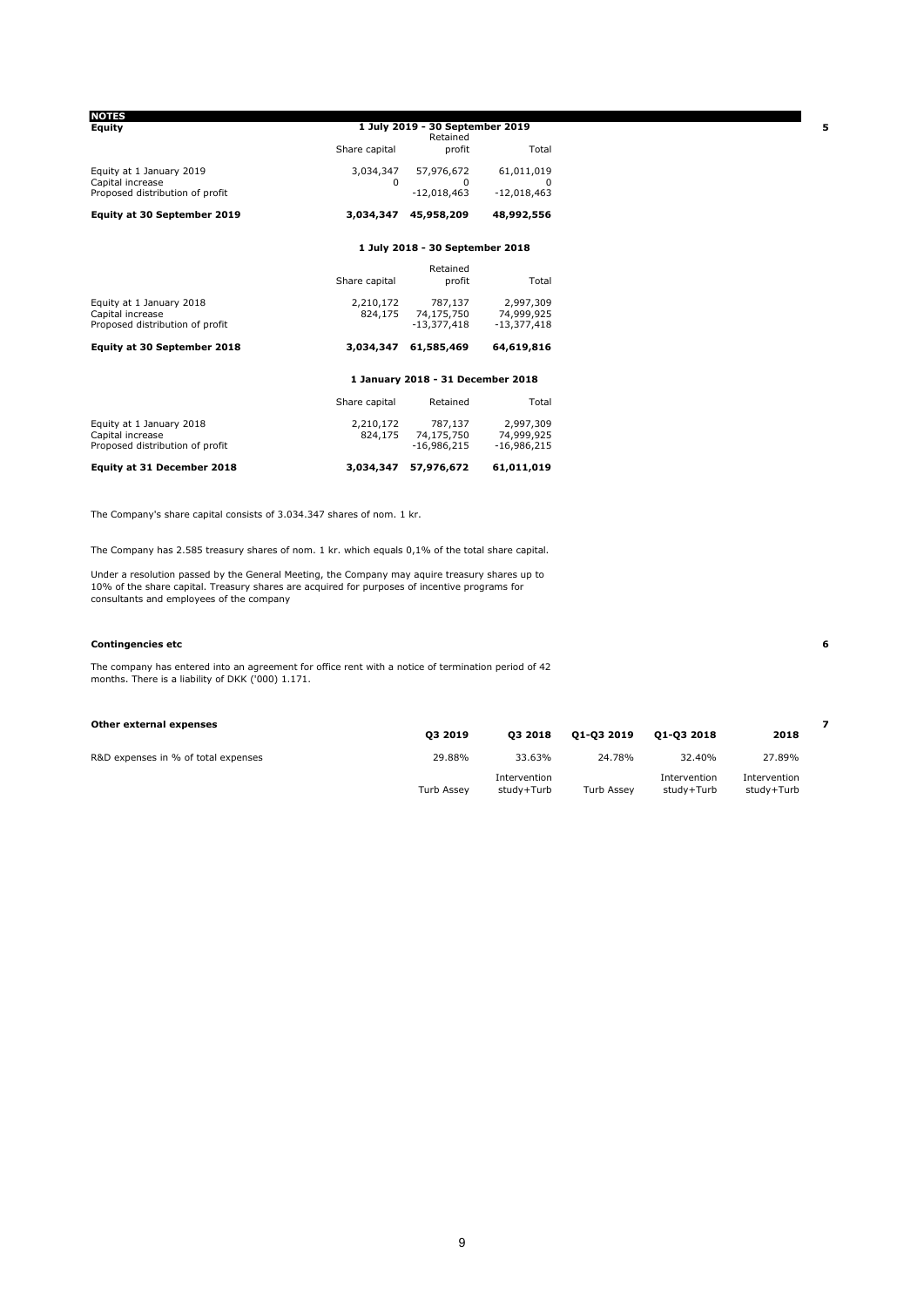## NOTES

### Equity

**5**

| | 1 July 2019 - 30 September 2019 | | |
|---|---|---|---|
| | Share capital | Retained profit | Total |
| Equity at 1 January 2019 | 3,034,347 | 57,976,672 | 61,011,019 |
| Capital increase | 0 | 0 | 0 |
| Proposed distribution of profit | | -12,018,463 | -12,018,463 |
| **Equity at 30 September 2019** | **3,034,347** | **45,958,209** | **48,992,556** |

| | 1 July 2018 - 30 September 2018 | | |
|---|---|---|---|
| | Share capital | Retained profit | Total |
| Equity at 1 January 2018 | 2,210,172 | 787,137 | 2,997,309 |
| Capital increase | 824,175 | 74,175,750 | 74,999,925 |
| Proposed distribution of profit | | -13,377,418 | -13,377,418 |
| **Equity at 30 September 2018** | **3,034,347** | **61,585,469** | **64,619,816** |

| | 1 January 2018 - 31 December 2018 | | |
|---|---|---|---|
| | Share capital | Retained | Total |
| Equity at 1 January 2018 | 2,210,172 | 787,137 | 2,997,309 |
| Capital increase | 824,175 | 74,175,750 | 74,999,925 |
| Proposed distribution of profit | | -16,986,215 | -16,986,215 |
| **Equity at 31 December 2018** | **3,034,347** | **57,976,672** | **61,011,019** |

The Company's share capital consists of 3.034.347 shares of nom. 1 kr.

The Company has 2.585 treasury shares of nom. 1 kr. which equals 0,1% of the total share capital.

Under a resolution passed by the General Meeting, the Company may aquire treasury shares up to 10% of the share capital. Treasury shares are acquired for purposes of incentive programs for consultants and employees of the company

### Contingencies etc

**6**

The company has entered into an agreement for office rent with a notice of termination period of 42 months. There is a liability of DKK ('000) 1.171.

### Other external expenses

**7**

| | Q3 2019 | Q3 2018 | Q1-Q3 2019 | Q1-Q3 2018 | 2018 |
|---|---|---|---|---|---|
| R&D expenses in % of total expenses | 29.88% | 33.63% | 24.78% | 32.40% | 27.89% |
| | Turb Assey | Intervention study+Turb | Turb Assey | Intervention study+Turb | Intervention study+Turb |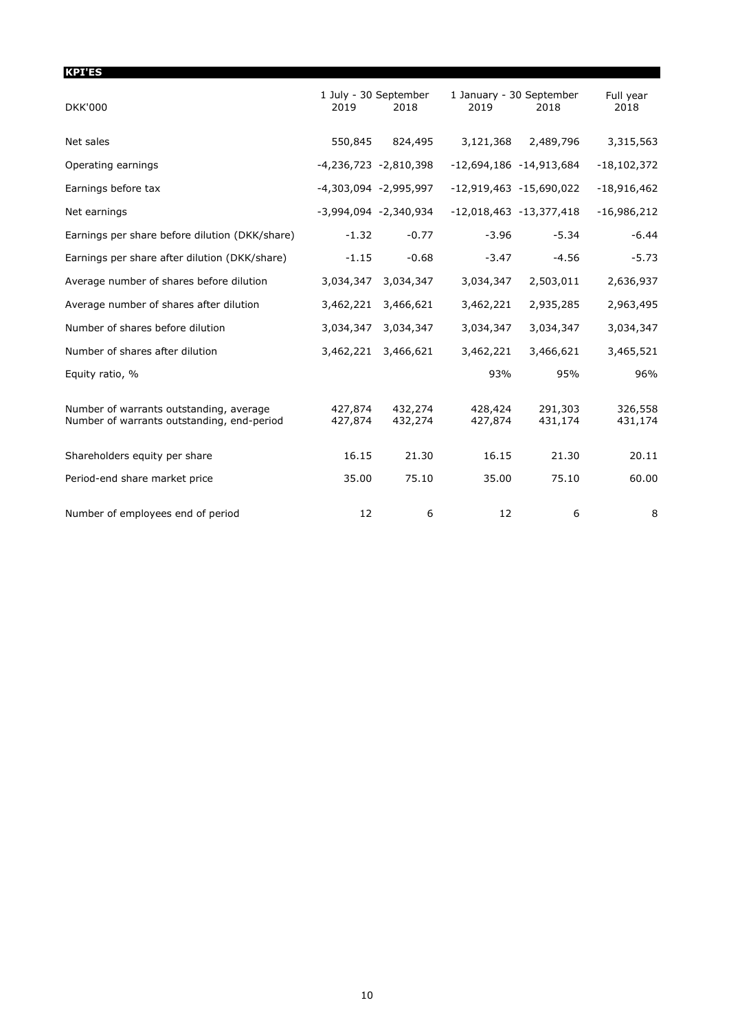## KPI'ES

| DKK'000 | 1 July - 30 September 2019 | 2018 | 1 January - 30 September 2019 | 2018 | Full year 2018 |
|---|---|---|---|---|---|
| Net sales | 550,845 | 824,495 | 3,121,368 | 2,489,796 | 3,315,563 |
| Operating earnings | -4,236,723 | -2,810,398 | -12,694,186 | -14,913,684 | -18,102,372 |
| Earnings before tax | -4,303,094 | -2,995,997 | -12,919,463 | -15,690,022 | -18,916,462 |
| Net earnings | -3,994,094 | -2,340,934 | -12,018,463 | -13,377,418 | -16,986,212 |
| Earnings per share before dilution (DKK/share) | -1.32 | -0.77 | -3.96 | -5.34 | -6.44 |
| Earnings per share after dilution (DKK/share) | -1.15 | -0.68 | -3.47 | -4.56 | -5.73 |
| Average number of shares before dilution | 3,034,347 | 3,034,347 | 3,034,347 | 2,503,011 | 2,636,937 |
| Average number of shares after dilution | 3,462,221 | 3,466,621 | 3,462,221 | 2,935,285 | 2,963,495 |
| Number of shares before dilution | 3,034,347 | 3,034,347 | 3,034,347 | 3,034,347 | 3,034,347 |
| Number of shares after dilution | 3,462,221 | 3,466,621 | 3,462,221 | 3,466,621 | 3,465,521 |
| Equity ratio, % | | | 93% | 95% | 96% |
| Number of warrants outstanding, average | 427,874 | 432,274 | 428,424 | 291,303 | 326,558 |
| Number of warrants outstanding, end-period | 427,874 | 432,274 | 427,874 | 431,174 | 431,174 |
| Shareholders equity per share | 16.15 | 21.30 | 16.15 | 21.30 | 20.11 |
| Period-end share market price | 35.00 | 75.10 | 35.00 | 75.10 | 60.00 |
| Number of employees end of period | 12 | 6 | 12 | 6 | 8 |